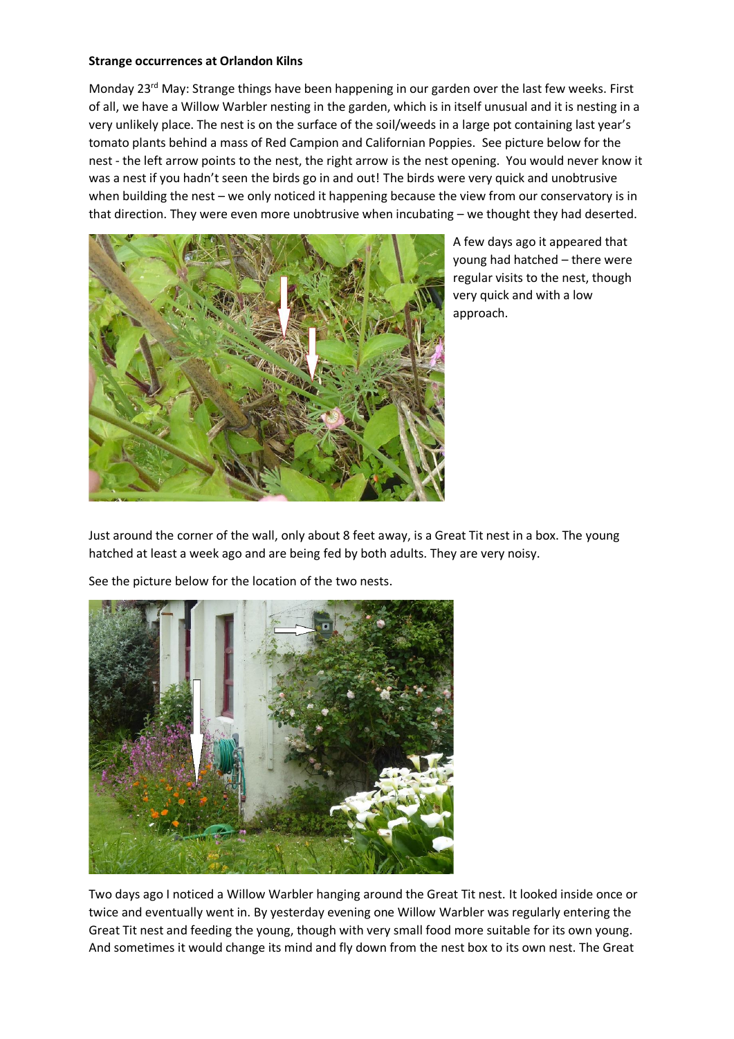**Strange occurrences at Orlandon Kilns**

Monday 23rd May: Strange things have been happening in our garden over the last few weeks. First of all, we have a Willow Warbler nesting in the garden, which is in itself unusual and it is nesting in a very unlikely place. The nest is on the surface of the soil/weeds in a large pot containing last year's tomato plants behind a mass of Red Campion and Californian Poppies. See picture below for the nest - the left arrow points to the nest, the right arrow is the nest opening. You would never know it was a nest if you hadn't seen the birds go in and out! The birds were very quick and unobtrusive when building the nest – we only noticed it happening because the view from our conservatory is in that direction. They were even more unobtrusive when incubating – we thought they had deserted.

A few days ago it appeared that young had hatched – there were regular visits to the nest, though very quick and with a low approach.

Just around the corner of the wall, only about 8 feet away, is a Great Tit nest in a box. The young hatched at least a week ago and are being fed by both adults. They are very noisy.

See the picture below for the location of the two nests.

Two days ago I noticed a Willow Warbler hanging around the Great Tit nest. It looked inside once or twice and eventually went in. By yesterday evening one Willow Warbler was regularly entering the Great Tit nest and feeding the young, though with very small food more suitable for its own young. And sometimes it would change its mind and fly down from the nest box to its own nest. The Great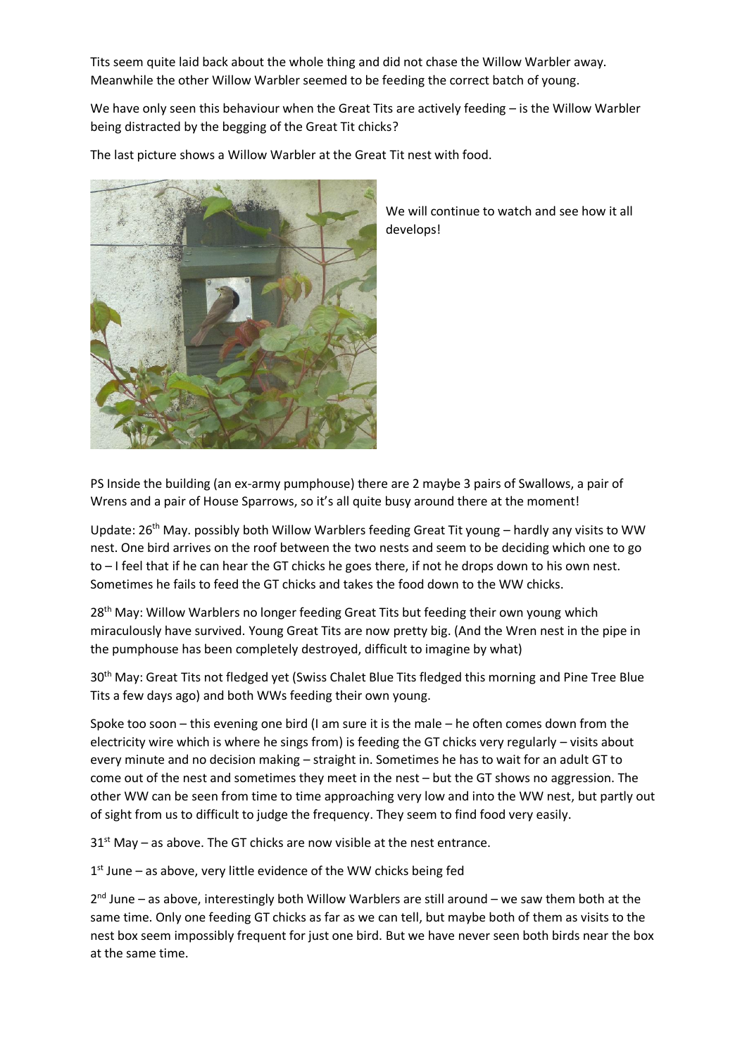Tits seem quite laid back about the whole thing and did not chase the Willow Warbler away. Meanwhile the other Willow Warbler seemed to be feeding the correct batch of young.

We have only seen this behaviour when the Great Tits are actively feeding – is the Willow Warbler being distracted by the begging of the Great Tit chicks?

The last picture shows a Willow Warbler at the Great Tit nest with food.

We will continue to watch and see how it all develops!

PS Inside the building (an ex-army pumphouse) there are 2 maybe 3 pairs of Swallows, a pair of Wrens and a pair of House Sparrows, so it's all quite busy around there at the moment!

Update: 26th May. possibly both Willow Warblers feeding Great Tit young – hardly any visits to WW nest. One bird arrives on the roof between the two nests and seem to be deciding which one to go to – I feel that if he can hear the GT chicks he goes there, if not he drops down to his own nest. Sometimes he fails to feed the GT chicks and takes the food down to the WW chicks.

28th May: Willow Warblers no longer feeding Great Tits but feeding their own young which miraculously have survived. Young Great Tits are now pretty big. (And the Wren nest in the pipe in the pumphouse has been completely destroyed, difficult to imagine by what)

30th May: Great Tits not fledged yet (Swiss Chalet Blue Tits fledged this morning and Pine Tree Blue Tits a few days ago) and both WWs feeding their own young.

Spoke too soon – this evening one bird (I am sure it is the male – he often comes down from the electricity wire which is where he sings from) is feeding the GT chicks very regularly – visits about every minute and no decision making – straight in. Sometimes he has to wait for an adult GT to come out of the nest and sometimes they meet in the nest – but the GT shows no aggression. The other WW can be seen from time to time approaching very low and into the WW nest, but partly out of sight from us to difficult to judge the frequency. They seem to find food very easily.

31st May – as above. The GT chicks are now visible at the nest entrance.

1st June – as above, very little evidence of the WW chicks being fed

2nd June – as above, interestingly both Willow Warblers are still around – we saw them both at the same time. Only one feeding GT chicks as far as we can tell, but maybe both of them as visits to the nest box seem impossibly frequent for just one bird. But we have never seen both birds near the box at the same time.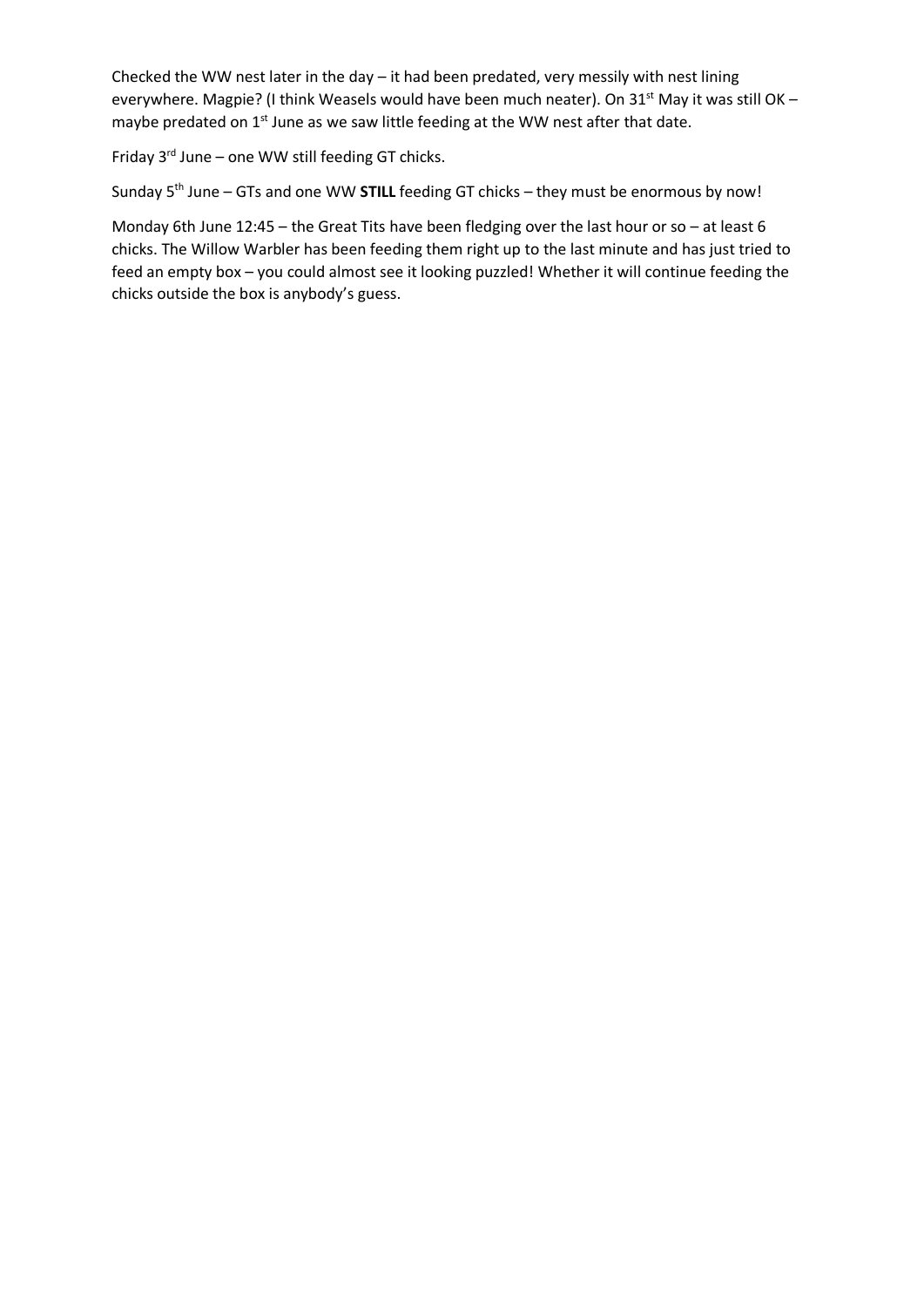Checked the WW nest later in the day – it had been predated, very messily with nest lining everywhere. Magpie? (I think Weasels would have been much neater). On 31st May it was still OK – maybe predated on 1st June as we saw little feeding at the WW nest after that date.

Friday 3rd June – one WW still feeding GT chicks.

Sunday 5th June – GTs and one WW **STILL** feeding GT chicks – they must be enormous by now!

Monday 6th June 12:45 – the Great Tits have been fledging over the last hour or so – at least 6 chicks. The Willow Warbler has been feeding them right up to the last minute and has just tried to feed an empty box – you could almost see it looking puzzled! Whether it will continue feeding the chicks outside the box is anybody's guess.